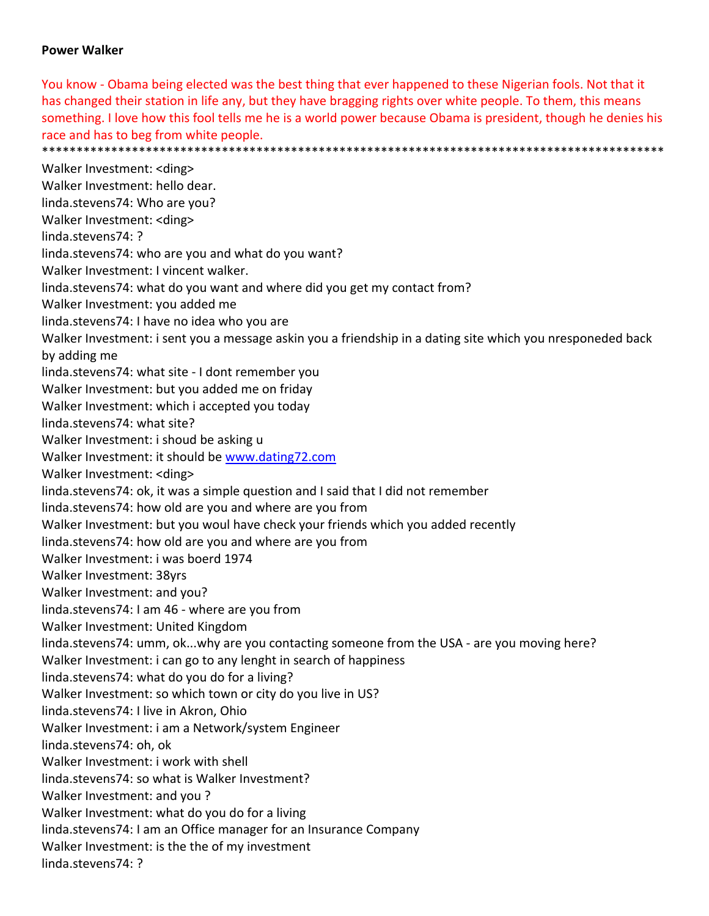**Power Walker**

You know - Obama being elected was the best thing that ever happened to these Nigerian fools. Not that it has changed their station in life any, but they have bragging rights over white people. To them, this means something. I love how this fool tells me he is a world power because Obama is president, though he denies his race and has to beg from white people.

********************************************************************************************

Walker Investment: <ding>
Walker Investment: hello dear.
linda.stevens74: Who are you?
Walker Investment: <ding>
linda.stevens74: ?
linda.stevens74: who are you and what do you want?
Walker Investment: I vincent walker.
linda.stevens74: what do you want and where did you get my contact from?
Walker Investment: you added me
linda.stevens74: I have no idea who you are
Walker Investment: i sent you a message askin you a friendship in a dating site which you nresponeded back by adding me
linda.stevens74: what site - I dont remember you
Walker Investment: but you added me on friday
Walker Investment: which i accepted you today
linda.stevens74: what site?
Walker Investment: i shoud be asking u
Walker Investment: it should be www.dating72.com
Walker Investment: <ding>
linda.stevens74: ok, it was a simple question and I said that I did not remember
linda.stevens74: how old are you and where are you from
Walker Investment: but you woul have check your friends which you added recently
linda.stevens74: how old are you and where are you from
Walker Investment: i was boerd 1974
Walker Investment: 38yrs
Walker Investment: and you?
linda.stevens74: I am 46 - where are you from
Walker Investment: United Kingdom
linda.stevens74: umm, ok...why are you contacting someone from the USA - are you moving here?
Walker Investment: i can go to any lenght in search of happiness
linda.stevens74: what do you do for a living?
Walker Investment: so which town or city do you live in US?
linda.stevens74: I live in Akron, Ohio
Walker Investment: i am a Network/system Engineer
linda.stevens74: oh, ok
Walker Investment: i work with shell
linda.stevens74: so what is Walker Investment?
Walker Investment: and you ?
Walker Investment: what do you do for a living
linda.stevens74: I am an Office manager for an Insurance Company
Walker Investment: is the the of my investment
linda.stevens74: ?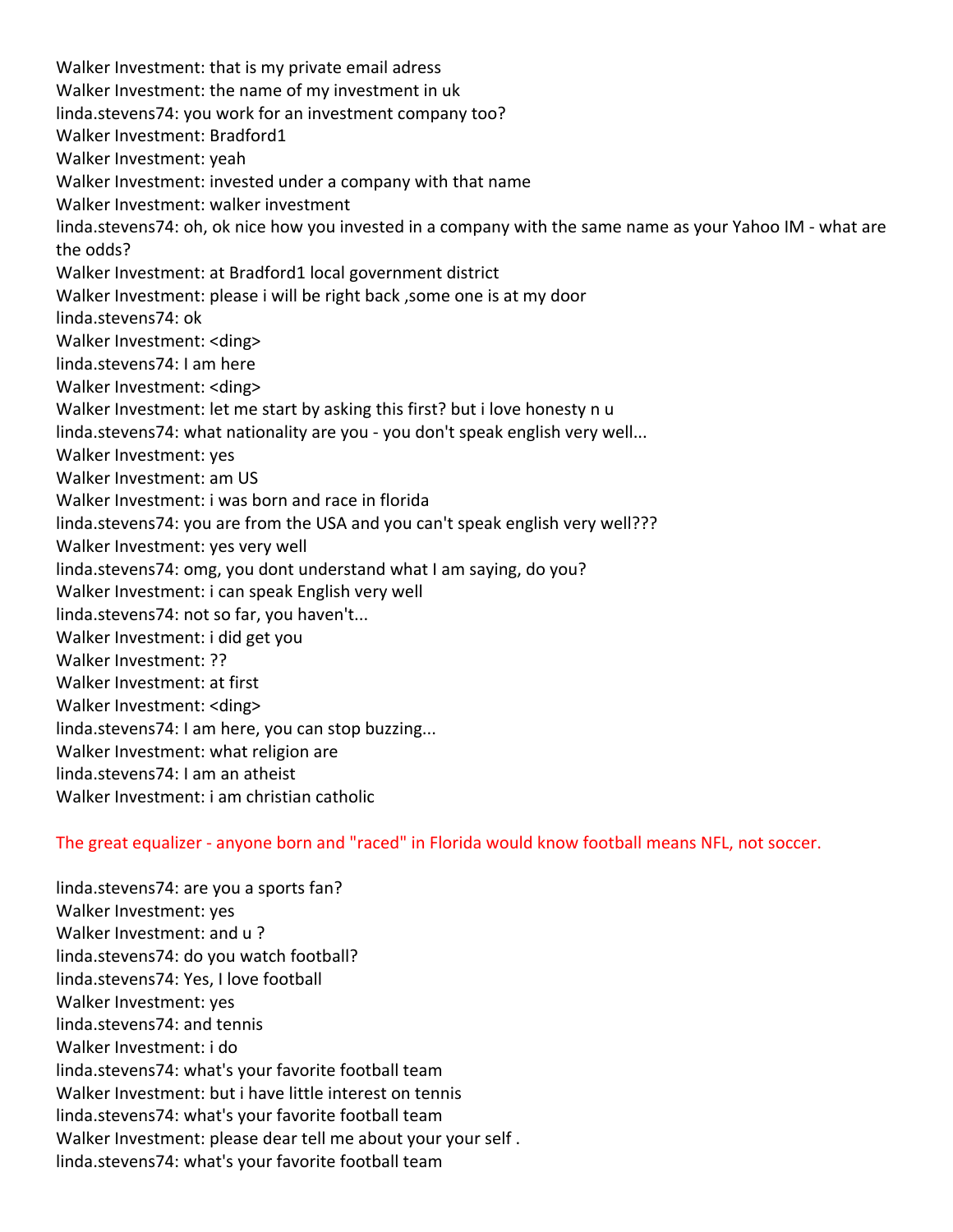Walker Investment: that is my private email adress
Walker Investment: the name of my investment in uk
linda.stevens74: you work for an investment company too?
Walker Investment: Bradford1
Walker Investment: yeah
Walker Investment: invested under a company with that name
Walker Investment: walker investment
linda.stevens74: oh, ok nice how you invested in a company with the same name as your Yahoo IM - what are the odds?
Walker Investment: at Bradford1 local government district
Walker Investment: please i will be right back ,some one is at my door
linda.stevens74: ok
Walker Investment: <ding>
linda.stevens74: I am here
Walker Investment: <ding>
Walker Investment: let me start by asking this first? but i love honesty n u
linda.stevens74: what nationality are you - you don't speak english very well...
Walker Investment: yes
Walker Investment: am US
Walker Investment: i was born and race in florida
linda.stevens74: you are from the USA and you can't speak english very well???
Walker Investment: yes very well
linda.stevens74: omg, you dont understand what I am saying, do you?
Walker Investment: i can speak English very well
linda.stevens74: not so far, you haven't...
Walker Investment: i did get you
Walker Investment: ??
Walker Investment: at first
Walker Investment: <ding>
linda.stevens74: I am here, you can stop buzzing...
Walker Investment: what religion are
linda.stevens74: I am an atheist
Walker Investment: i am christian catholic

The great equalizer - anyone born and "raced" in Florida would know football means NFL, not soccer.

linda.stevens74: are you a sports fan?
Walker Investment: yes
Walker Investment: and u ?
linda.stevens74: do you watch football?
linda.stevens74: Yes, I love football
Walker Investment: yes
linda.stevens74: and tennis
Walker Investment: i do
linda.stevens74: what's your favorite football team
Walker Investment: but i have little interest on tennis
linda.stevens74: what's your favorite football team
Walker Investment: please dear tell me about your your self .
linda.stevens74: what's your favorite football team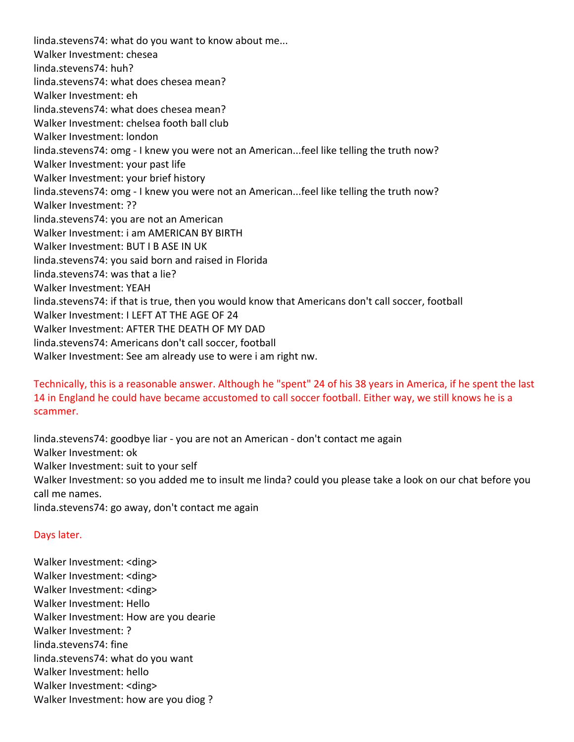linda.stevens74: what do you want to know about me...
Walker Investment: chesea
linda.stevens74: huh?
linda.stevens74: what does chesea mean?
Walker Investment: eh
linda.stevens74: what does chesea mean?
Walker Investment: chelsea footh ball club
Walker Investment: london
linda.stevens74: omg - I knew you were not an American...feel like telling the truth now?
Walker Investment: your past life
Walker Investment: your brief history
linda.stevens74: omg - I knew you were not an American...feel like telling the truth now?
Walker Investment: ??
linda.stevens74: you are not an American
Walker Investment: i am AMERICAN BY BIRTH
Walker Investment: BUT I B ASE IN UK
linda.stevens74: you said born and raised in Florida
linda.stevens74: was that a lie?
Walker Investment: YEAH
linda.stevens74: if that is true, then you would know that Americans don't call soccer, football
Walker Investment: I LEFT AT THE AGE OF 24
Walker Investment: AFTER THE DEATH OF MY DAD
linda.stevens74: Americans don't call soccer, football
Walker Investment: See am already use to were i am right nw.

Technically, this is a reasonable answer. Although he "spent" 24 of his 38 years in America, if he spent the last 14 in England he could have became accustomed to call soccer football. Either way, we still knows he is a scammer.

linda.stevens74: goodbye liar - you are not an American - don't contact me again
Walker Investment: ok
Walker Investment: suit to your self
Walker Investment: so you added me to insult me linda? could you please take a look on our chat before you call me names.
linda.stevens74: go away, don't contact me again

Days later.

Walker Investment: <ding>
Walker Investment: <ding>
Walker Investment: <ding>
Walker Investment: Hello
Walker Investment: How are you dearie
Walker Investment: ?
linda.stevens74: fine
linda.stevens74: what do you want
Walker Investment: hello
Walker Investment: <ding>
Walker Investment: how are you diog ?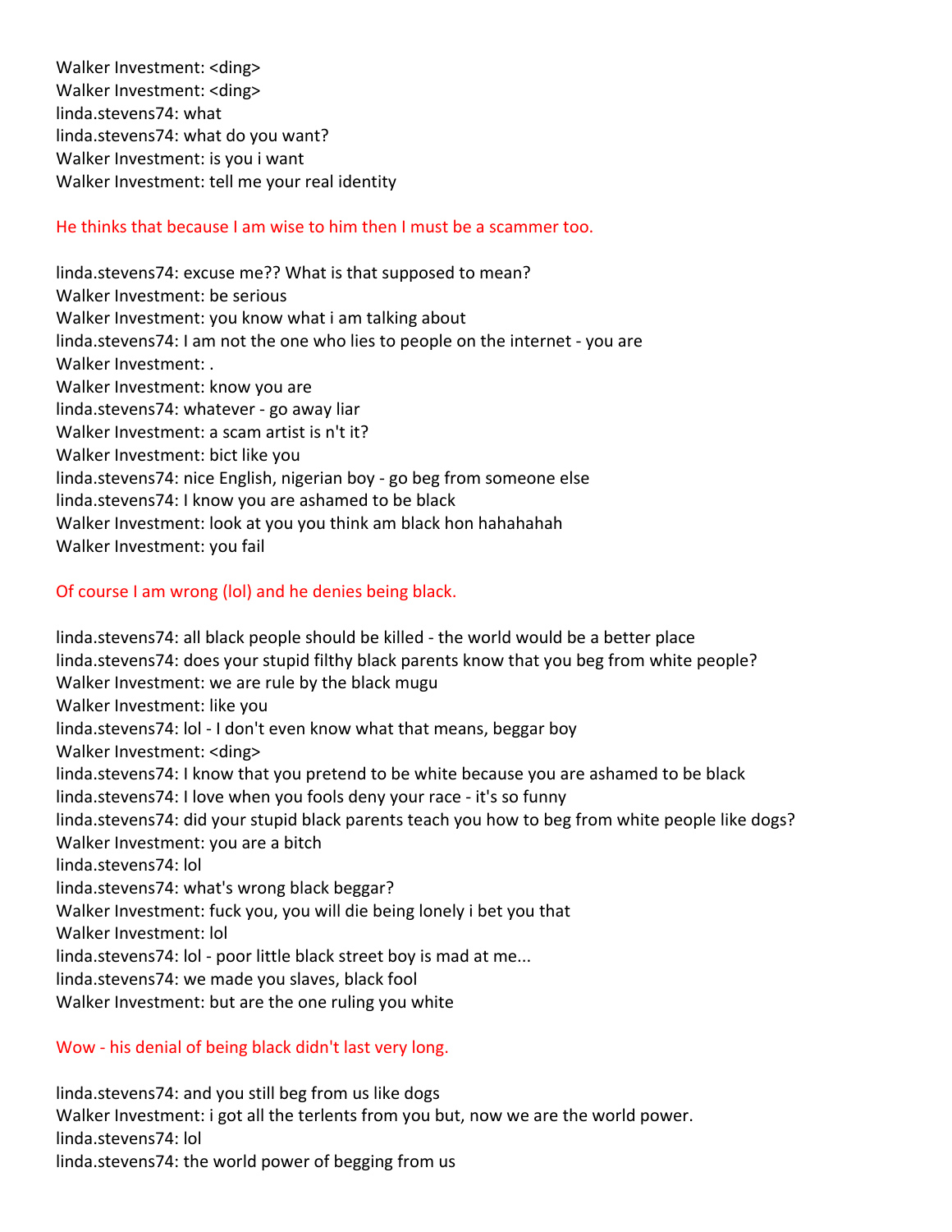Walker Investment: <ding>
Walker Investment: <ding>
linda.stevens74: what
linda.stevens74: what do you want?
Walker Investment: is you i want
Walker Investment: tell me your real identity

He thinks that because I am wise to him then I must be a scammer too.

linda.stevens74: excuse me?? What is that supposed to mean?
Walker Investment: be serious
Walker Investment: you know what i am talking about
linda.stevens74: I am not the one who lies to people on the internet - you are
Walker Investment: .
Walker Investment: know you are
linda.stevens74: whatever - go away liar
Walker Investment: a scam artist is n't it?
Walker Investment: bict like you
linda.stevens74: nice English, nigerian boy - go beg from someone else
linda.stevens74: I know you are ashamed to be black
Walker Investment: look at you you think am black hon hahahahah
Walker Investment: you fail

Of course I am wrong (lol) and he denies being black.

linda.stevens74: all black people should be killed - the world would be a better place
linda.stevens74: does your stupid filthy black parents know that you beg from white people?
Walker Investment: we are rule by the black mugu
Walker Investment: like you
linda.stevens74: lol - I don't even know what that means, beggar boy
Walker Investment: <ding>
linda.stevens74: I know that you pretend to be white because you are ashamed to be black
linda.stevens74: I love when you fools deny your race - it's so funny
linda.stevens74: did your stupid black parents teach you how to beg from white people like dogs?
Walker Investment: you are a bitch
linda.stevens74: lol
linda.stevens74: what's wrong black beggar?
Walker Investment: fuck you, you will die being lonely i bet you that
Walker Investment: lol
linda.stevens74: lol - poor little black street boy is mad at me...
linda.stevens74: we made you slaves, black fool
Walker Investment: but are the one ruling you white

Wow - his denial of being black didn't last very long.

linda.stevens74: and you still beg from us like dogs
Walker Investment: i got all the terlents from you but, now we are the world power.
linda.stevens74: lol
linda.stevens74: the world power of begging from us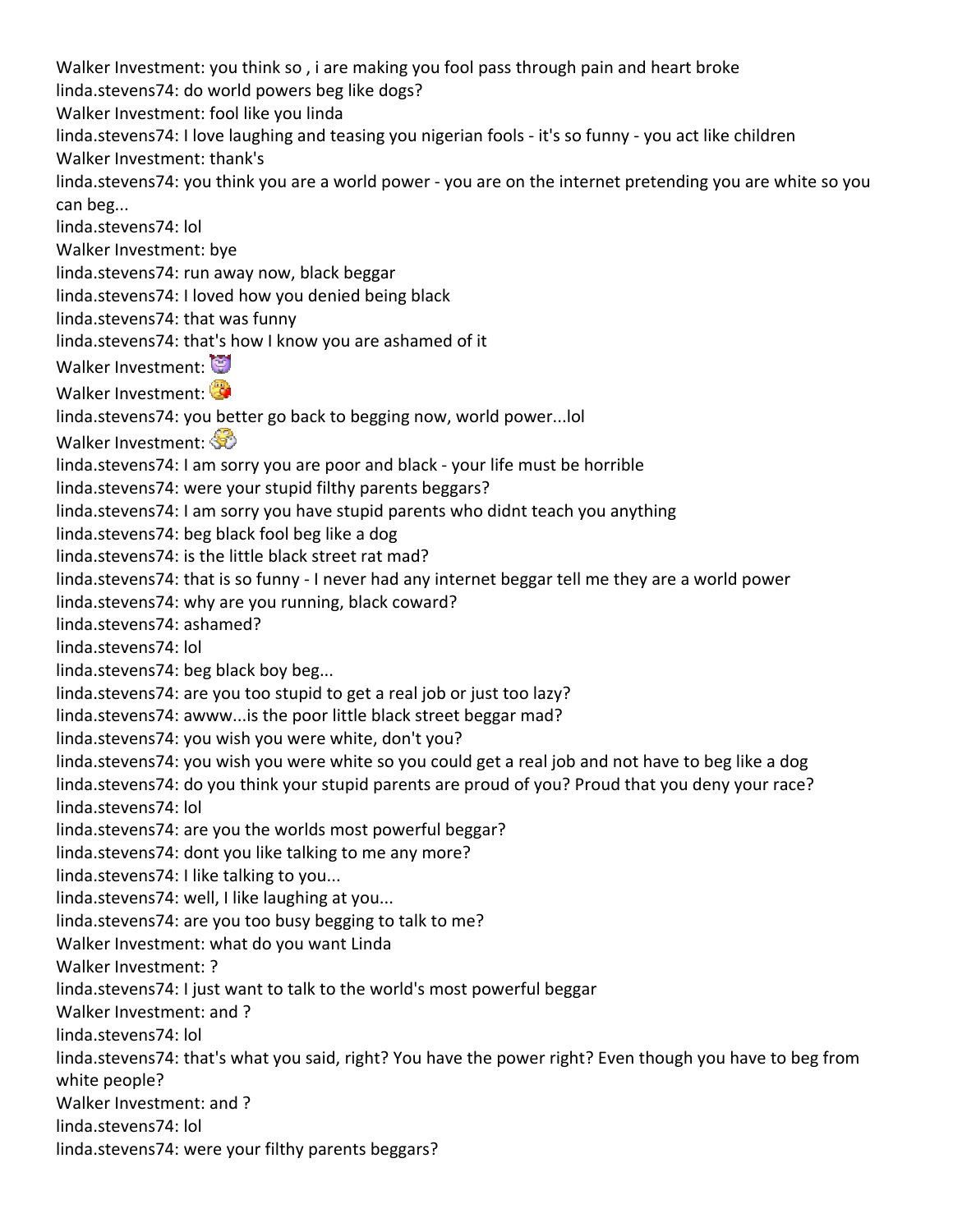Walker Investment: you think so , i are making you fool pass through pain and heart broke
linda.stevens74: do world powers beg like dogs?
Walker Investment: fool like you linda
linda.stevens74: I love laughing and teasing you nigerian fools - it's so funny - you act like children
Walker Investment: thank's
linda.stevens74: you think you are a world power - you are on the internet pretending you are white so you can beg...
linda.stevens74: lol
Walker Investment: bye
linda.stevens74: run away now, black beggar
linda.stevens74: I loved how you denied being black
linda.stevens74: that was funny
linda.stevens74: that's how I know you are ashamed of it
Walker Investment:
Walker Investment:
linda.stevens74: you better go back to begging now, world power...lol
Walker Investment:
linda.stevens74: I am sorry you are poor and black - your life must be horrible
linda.stevens74: were your stupid filthy parents beggars?
linda.stevens74: I am sorry you have stupid parents who didnt teach you anything
linda.stevens74: beg black fool beg like a dog
linda.stevens74: is the little black street rat mad?
linda.stevens74: that is so funny - I never had any internet beggar tell me they are a world power
linda.stevens74: why are you running, black coward?
linda.stevens74: ashamed?
linda.stevens74: lol
linda.stevens74: beg black boy beg...
linda.stevens74: are you too stupid to get a real job or just too lazy?
linda.stevens74: awww...is the poor little black street beggar mad?
linda.stevens74: you wish you were white, don't you?
linda.stevens74: you wish you were white so you could get a real job and not have to beg like a dog
linda.stevens74: do you think your stupid parents are proud of you? Proud that you deny your race?
linda.stevens74: lol
linda.stevens74: are you the worlds most powerful beggar?
linda.stevens74: dont you like talking to me any more?
linda.stevens74: I like talking to you...
linda.stevens74: well, I like laughing at you...
linda.stevens74: are you too busy begging to talk to me?
Walker Investment: what do you want Linda
Walker Investment: ?
linda.stevens74: I just want to talk to the world's most powerful beggar
Walker Investment: and ?
linda.stevens74: lol
linda.stevens74: that's what you said, right? You have the power right? Even though you have to beg from white people?
Walker Investment: and ?
linda.stevens74: lol
linda.stevens74: were your filthy parents beggars?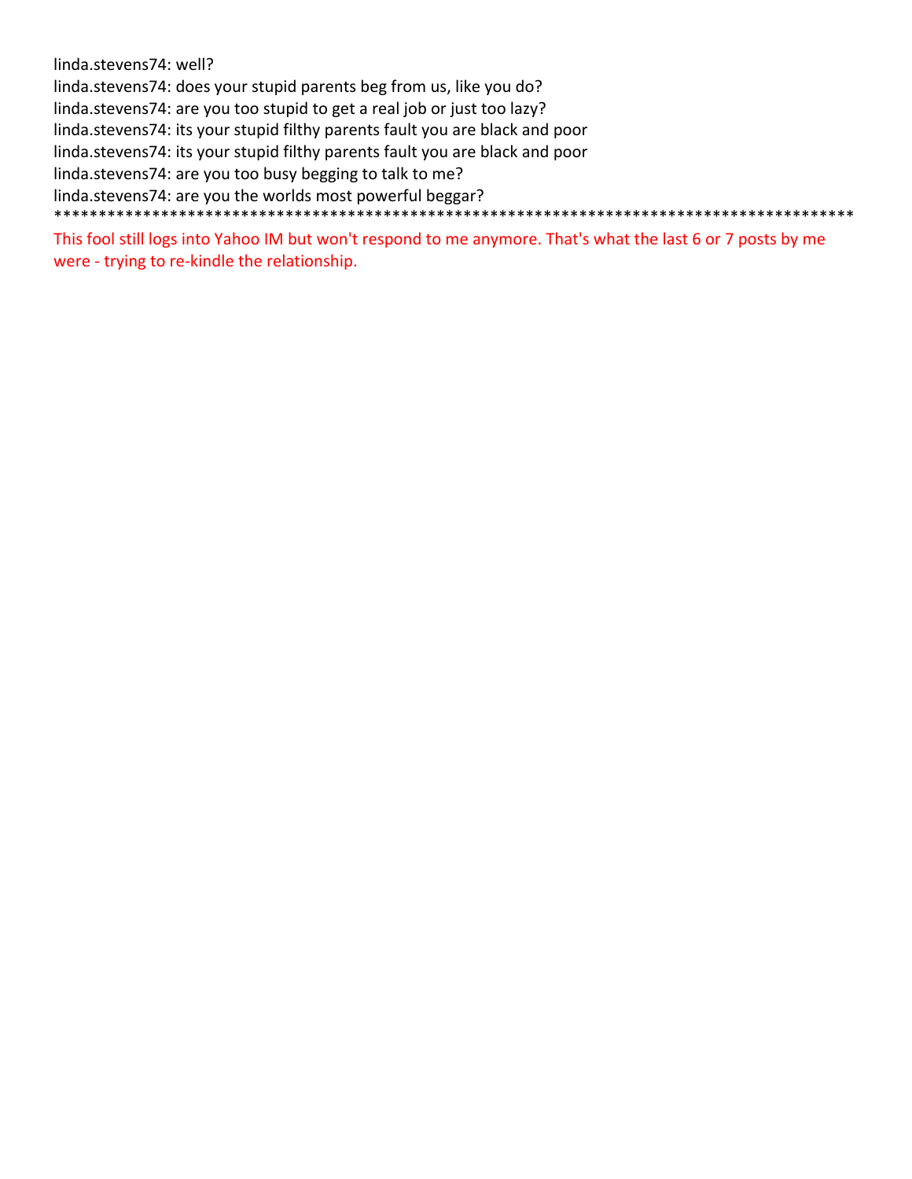linda.stevens74: well?
linda.stevens74: does your stupid parents beg from us, like you do?
linda.stevens74: are you too stupid to get a real job or just too lazy?
linda.stevens74: its your stupid filthy parents fault you are black and poor
linda.stevens74: its your stupid filthy parents fault you are black and poor
linda.stevens74: are you too busy begging to talk to me?
linda.stevens74: are you the worlds most powerful beggar?
*****************************************************************************************

This fool still logs into Yahoo IM but won't respond to me anymore. That's what the last 6 or 7 posts by me were - trying to re-kindle the relationship.